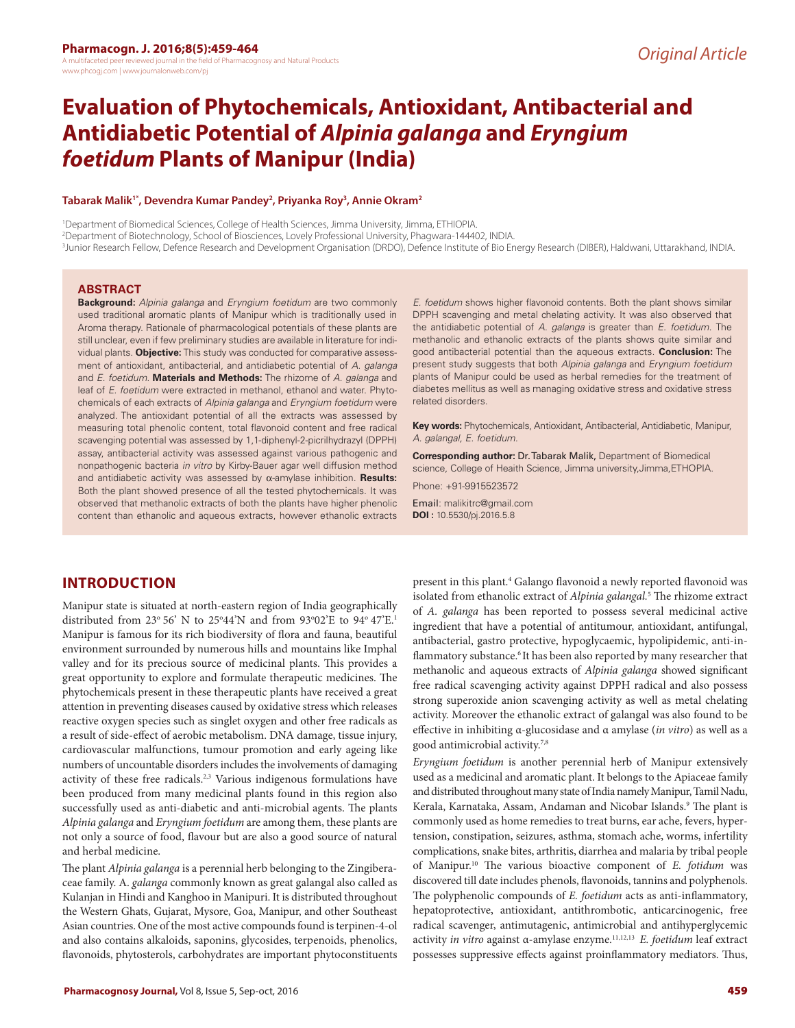Original Article

# Evaluation of Phytochemicals, Antioxidant, Antibacterial and Antidiabetic Potential of *Alpinia galanga* and *Eryngium foetidum* Plants of Manipur (India)

**Tabarak Malik[1*], Devendra Kumar Pandey[2], Priyanka Roy[3], Annie Okram[2]**

[1]Department of Biomedical Sciences, College of Health Sciences, Jimma University, Jimma, ETHIOPIA.
[2]Department of Biotechnology, School of Biosciences, Lovely Professional University, Phagwara-144402, INDIA.
[3]Junior Research Fellow, Defence Research and Development Organisation (DRDO), Defence Institute of Bio Energy Research (DIBER), Haldwani, Uttarakhand, INDIA.

## ABSTRACT

**Background:** *Alpinia galanga* and *Eryngium foetidum* are two commonly used traditional aromatic plants of Manipur which is traditionally used in Aroma therapy. Rationale of pharmacological potentials of these plants are still unclear, even if few preliminary studies are available in literature for individual plants. **Objective:** This study was conducted for comparative assessment of antioxidant, antibacterial, and antidiabetic potential of *A. galanga* and *E. foetidum*. **Materials and Methods:** The rhizome of *A. galanga* and leaf of *E. foetidum* were extracted in methanol, ethanol and water. Phytochemicals of each extracts of *Alpinia galanga* and *Eryngium foetidum* were analyzed. The antioxidant potential of all the extracts was assessed by measuring total phenolic content, total flavonoid content and free radical scavenging potential was assessed by 1,1-diphenyl-2-picrilhydrazyl (DPPH) assay, antibacterial activity was assessed against various pathogenic and nonpathogenic bacteria *in vitro* by Kirby-Bauer agar well diffusion method and antidiabetic activity was assessed by α-amylase inhibition. **Results:** Both the plant showed presence of all the tested phytochemicals. It was observed that methanolic extracts of both the plants have higher phenolic content than ethanolic and aqueous extracts, however ethanolic extracts *E. foetidum* shows higher flavonoid contents. Both the plant shows similar DPPH scavenging and metal chelating activity. It was also observed that the antidiabetic potential of *A. galanga* is greater than *E. foetidum*. The methanolic and ethanolic extracts of the plants shows quite similar and good antibacterial potential than the aqueous extracts. **Conclusion:** The present study suggests that both *Alpinia galanga* and *Eryngium foetidum* plants of Manipur could be used as herbal remedies for the treatment of diabetes mellitus as well as managing oxidative stress and oxidative stress related disorders.

**Key words:** Phytochemicals, Antioxidant, Antibacterial, Antidiabetic, Manipur, *A. galangal*, *E. foetidum*.

**Corresponding author:** Dr. Tabarak Malik, Department of Biomedical science, College of Heaith Science, Jimma university, Jimma, ETHOPIA.

Phone: +91-9915523572

Email: malikitrc@gmail.com

**DOI :** 10.5530/pj.2016.5.8

## INTRODUCTION

Manipur state is situated at north-eastern region of India geographically distributed from 23º 56' N to 25º44'N and from 93º02'E to 94º 47'E.[1] Manipur is famous for its rich biodiversity of flora and fauna, beautiful environment surrounded by numerous hills and mountains like Imphal valley and for its precious source of medicinal plants. This provides a great opportunity to explore and formulate therapeutic medicines. The phytochemicals present in these therapeutic plants have received a great attention in preventing diseases caused by oxidative stress which releases reactive oxygen species such as singlet oxygen and other free radicals as a result of side-effect of aerobic metabolism. DNA damage, tissue injury, cardiovascular malfunctions, tumour promotion and early ageing like numbers of uncountable disorders includes the involvements of damaging activity of these free radicals.[2,3] Various indigenous formulations have been produced from many medicinal plants found in this region also successfully used as anti-diabetic and anti-microbial agents. The plants *Alpinia galanga* and *Eryngium foetidum* are among them, these plants are not only a source of food, flavour but are also a good source of natural and herbal medicine.

The plant *Alpinia galanga* is a perennial herb belonging to the Zingiberaceae family. A. *galanga* commonly known as great galangal also called as Kulanjan in Hindi and Kanghoo in Manipuri. It is distributed throughout the Western Ghats, Gujarat, Mysore, Goa, Manipur, and other Southeast Asian countries. One of the most active compounds found is terpinen-4-ol and also contains alkaloids, saponins, glycosides, terpenoids, phenolics, flavonoids, phytosterols, carbohydrates are important phytoconstituents present in this plant.[4] Galango flavonoid a newly reported flavonoid was isolated from ethanolic extract of *Alpinia galangal*.[5] The rhizome extract of *A. galanga* has been reported to possess several medicinal active ingredient that have a potential of antitumour, antioxidant, antifungal, antibacterial, gastro protective, hypoglycaemic, hypolipidemic, anti-inflammatory substance.[6] It has been also reported by many researcher that methanolic and aqueous extracts of *Alpinia galanga* showed significant free radical scavenging activity against DPPH radical and also possess strong superoxide anion scavenging activity as well as metal chelating activity. Moreover the ethanolic extract of galangal was also found to be effective in inhibiting α-glucosidase and α amylase (*in vitro*) as well as a good antimicrobial activity.[7,8]

*Eryngium foetidum* is another perennial herb of Manipur extensively used as a medicinal and aromatic plant. It belongs to the Apiaceae family and distributed throughout many state of India namely Manipur, Tamil Nadu, Kerala, Karnataka, Assam, Andaman and Nicobar Islands.[9] The plant is commonly used as home remedies to treat burns, ear ache, fevers, hypertension, constipation, seizures, asthma, stomach ache, worms, infertility complications, snake bites, arthritis, diarrhea and malaria by tribal people of Manipur.[10] The various bioactive component of *E. fotidum* was discovered till date includes phenols, flavonoids, tannins and polyphenols. The polyphenolic compounds of *E. foetidum* acts as anti-inflammatory, hepatoprotective, antioxidant, antithrombotic, anticarcinogenic, free radical scavenger, antimutagenic, antimicrobial and antihyperglycemic activity *in vitro* against α-amylase enzyme.[11,12,13] *E. foetidum* leaf extract possesses suppressive effects against proinflammatory mediators. Thus,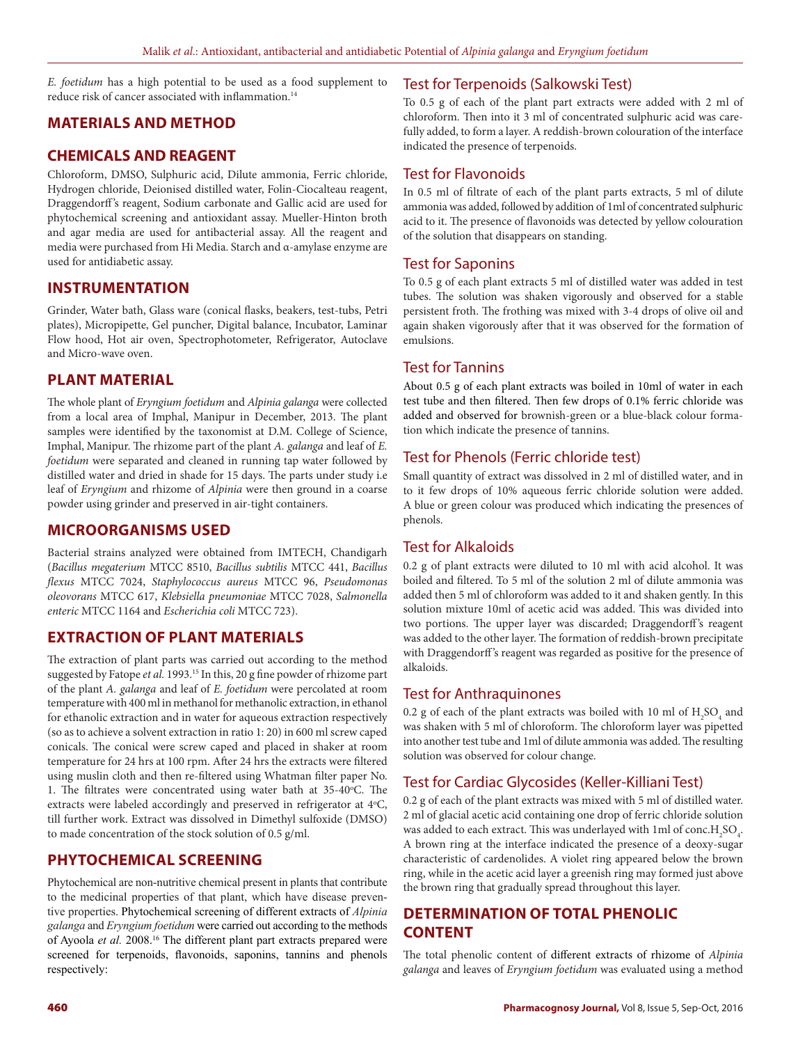*E. foetidum* has a high potential to be used as a food supplement to reduce risk of cancer associated with inflammation.[14]

## MATERIALS AND METHOD

## CHEMICALS AND REAGENT

Chloroform, DMSO, Sulphuric acid, Dilute ammonia, Ferric chloride, Hydrogen chloride, Deionised distilled water, Folin-Ciocalteau reagent, Draggendorff's reagent, Sodium carbonate and Gallic acid are used for phytochemical screening and antioxidant assay. Mueller-Hinton broth and agar media are used for antibacterial assay. All the reagent and media were purchased from Hi Media. Starch and α-amylase enzyme are used for antidiabetic assay.

## INSTRUMENTATION

Grinder, Water bath, Glass ware (conical flasks, beakers, test-tubes, Petri plates), Micropipette, Gel puncher, Digital balance, Incubator, Laminar Flow hood, Hot air oven, Spectrophotometer, Refrigerator, Autoclave and Micro-wave oven.

## PLANT MATERIAL

The whole plant of *Eryngium foetidum* and *Alpinia galanga* were collected from a local area of Imphal, Manipur in December, 2013. The plant samples were identified by the taxonomist at D.M. College of Science, Imphal, Manipur. The rhizome part of the plant *A. galanga* and leaf of *E. foetidum* were separated and cleaned in running tap water followed by distilled water and dried in shade for 15 days. The parts under study i.e leaf of *Eryngium* and rhizome of *Alpinia* were then ground in a coarse powder using grinder and preserved in air-tight containers.

## MICROORGANISMS USED

Bacterial strains analyzed were obtained from IMTECH, Chandigarh (*Bacillus megaterium* MTCC 8510, *Bacillus subtilis* MTCC 441, *Bacillus flexus* MTCC 7024, *Staphylococcus aureus* MTCC 96, *Pseudomonas oleovorans* MTCC 617, *Klebsiella pneumoniae* MTCC 7028, *Salmonella enteric* MTCC 1164 and *Escherichia coli* MTCC 723).

## EXTRACTION OF PLANT MATERIALS

The extraction of plant parts was carried out according to the method suggested by Fatope *et al.* 1993.[15] In this, 20 g fine powder of rhizome part of the plant *A. galanga* and leaf of *E. foetidum* were percolated at room temperature with 400 ml in methanol for methanolic extraction, in ethanol for ethanolic extraction and in water for aqueous extraction respectively (so as to achieve a solvent extraction in ratio 1: 20) in 600 ml screw caped conicals. The conical were screw caped and placed in shaker at room temperature for 24 hrs at 100 rpm. After 24 hrs the extracts were filtered using muslin cloth and then re-filtered using Whatman filter paper No. 1. The filtrates were concentrated using water bath at 35-40°C. The extracts were labeled accordingly and preserved in refrigerator at 4°C, till further work. Extract was dissolved in Dimethyl sulfoxide (DMSO) to made concentration of the stock solution of 0.5 g/ml.

## PHYTOCHEMICAL SCREENING

Phytochemical are non-nutritive chemical present in plants that contribute to the medicinal properties of that plant, which have disease preventive properties. Phytochemical screening of different extracts of *Alpinia galanga* and *Eryngium foetidum* were carried out according to the methods of Ayoola *et al.* 2008.[16] The different plant part extracts prepared were screened for terpenoids, flavonoids, saponins, tannins and phenols respectively:

### Test for Terpenoids (Salkowski Test)

To 0.5 g of each of the plant part extracts were added with 2 ml of chloroform. Then into it 3 ml of concentrated sulphuric acid was carefully added, to form a layer. A reddish-brown colouration of the interface indicated the presence of terpenoids.

### Test for Flavonoids

In 0.5 ml of filtrate of each of the plant parts extracts, 5 ml of dilute ammonia was added, followed by addition of 1ml of concentrated sulphuric acid to it. The presence of flavonoids was detected by yellow colouration of the solution that disappears on standing.

### Test for Saponins

To 0.5 g of each plant extracts 5 ml of distilled water was added in test tubes. The solution was shaken vigorously and observed for a stable persistent froth. The frothing was mixed with 3-4 drops of olive oil and again shaken vigorously after that it was observed for the formation of emulsions.

### Test for Tannins

About 0.5 g of each plant extracts was boiled in 10ml of water in each test tube and then filtered. Then few drops of 0.1% ferric chloride was added and observed for brownish-green or a blue-black colour formation which indicate the presence of tannins.

### Test for Phenols (Ferric chloride test)

Small quantity of extract was dissolved in 2 ml of distilled water, and in to it few drops of 10% aqueous ferric chloride solution were added. A blue or green colour was produced which indicating the presences of phenols.

### Test for Alkaloids

0.2 g of plant extracts were diluted to 10 ml with acid alcohol. It was boiled and filtered. To 5 ml of the solution 2 ml of dilute ammonia was added then 5 ml of chloroform was added to it and shaken gently. In this solution mixture 10ml of acetic acid was added. This was divided into two portions. The upper layer was discarded; Draggendorff's reagent was added to the other layer. The formation of reddish-brown precipitate with Draggendorff's reagent was regarded as positive for the presence of alkaloids.

### Test for Anthraquinones

0.2 g of each of the plant extracts was boiled with 10 ml of $H_2SO_4$ and was shaken with 5 ml of chloroform. The chloroform layer was pipetted into another test tube and 1ml of dilute ammonia was added. The resulting solution was observed for colour change.

### Test for Cardiac Glycosides (Keller-Killiani Test)

0.2 g of each of the plant extracts was mixed with 5 ml of distilled water. 2 ml of glacial acetic acid containing one drop of ferric chloride solution was added to each extract. This was underlayed with 1ml of conc.$H_2SO_4$. A brown ring at the interface indicated the presence of a deoxy-sugar characteristic of cardenolides. A violet ring appeared below the brown ring, while in the acetic acid layer a greenish ring may formed just above the brown ring that gradually spread throughout this layer.

## DETERMINATION OF TOTAL PHENOLIC CONTENT

The total phenolic content of different extracts of rhizome of *Alpinia galanga* and leaves of *Eryngium foetidum* was evaluated using a method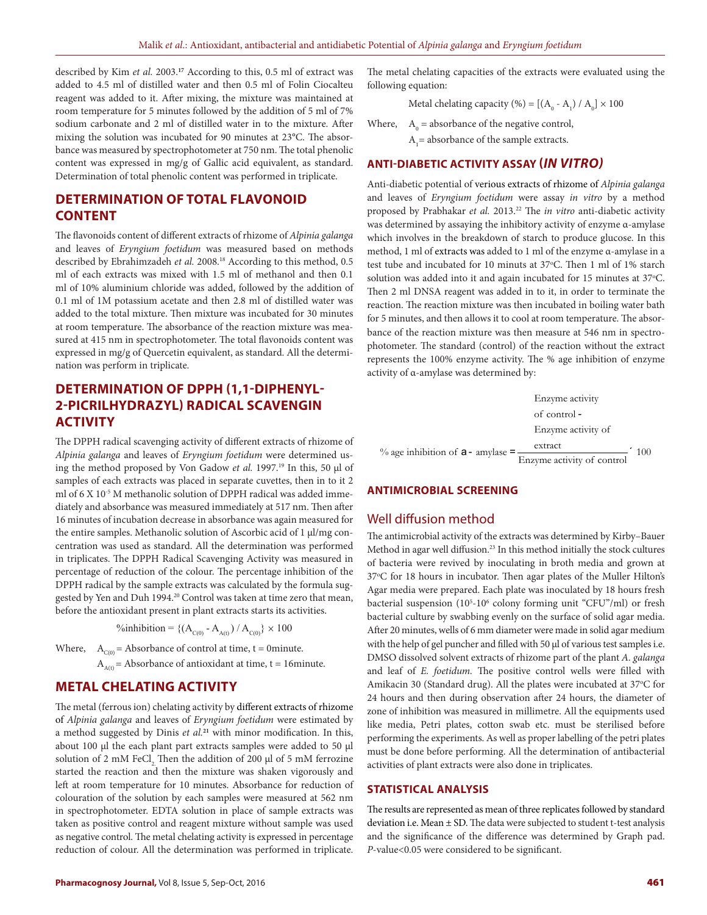described by Kim *et al.* 2003.[17] According to this, 0.5 ml of extract was added to 4.5 ml of distilled water and then 0.5 ml of Folin Ciocalteu reagent was added to it. After mixing, the mixture was maintained at room temperature for 5 minutes followed by the addition of 5 ml of 7% sodium carbonate and 2 ml of distilled water in to the mixture. After mixing the solution was incubated for 90 minutes at 23°C. The absorbance was measured by spectrophotometer at 750 nm. The total phenolic content was expressed in mg/g of Gallic acid equivalent, as standard. Determination of total phenolic content was performed in triplicate.

## DETERMINATION OF TOTAL FLAVONOID CONTENT

The flavonoids content of different extracts of rhizome of *Alpinia galanga* and leaves of *Eryngium foetidum* was measured based on methods described by Ebrahimzadeh *et al.* 2008.[18] According to this method, 0.5 ml of each extracts was mixed with 1.5 ml of methanol and then 0.1 ml of 10% aluminium chloride was added, followed by the addition of 0.1 ml of 1M potassium acetate and then 2.8 ml of distilled water was added to the total mixture. Then mixture was incubated for 30 minutes at room temperature. The absorbance of the reaction mixture was measured at 415 nm in spectrophotometer. The total flavonoids content was expressed in mg/g of Quercetin equivalent, as standard. All the determination was perform in triplicate.

## DETERMINATION OF DPPH (1,1-DIPHENYL-2-PICRILHYDRAZYL) RADICAL SCAVENGIN ACTIVITY

The DPPH radical scavenging activity of different extracts of rhizome of *Alpinia galanga* and leaves of *Eryngium foetidum* were determined using the method proposed by Von Gadow *et al.* 1997.[19] In this, 50 µl of samples of each extracts was placed in separate cuvettes, then in to it 2 ml of 6 X $10^{-5}$ M methanolic solution of DPPH radical was added immediately and absorbance was measured immediately at 517 nm. Then after 16 minutes of incubation decrease in absorbance was again measured for the entire samples. Methanolic solution of Ascorbic acid of 1 µl/mg concentration was used as standard. All the determination was performed in triplicates. The DPPH Radical Scavenging Activity was measured in percentage of reduction of the colour. The percentage inhibition of the DPPH radical by the sample extracts was calculated by the formula suggested by Yen and Duh 1994.[20] Control was taken at time zero that mean, before the antioxidant present in plant extracts starts its activities.

$$\%\text{inhibition} = \{(A_{C(0)} - A_{A(t)}) / A_{C(0)}\} \times 100$$

Where, $A_{C(0)}$ = Absorbance of control at time, t = 0minute.

$A_{A(t)}$ = Absorbance of antioxidant at time, t = 16minute.

## METAL CHELATING ACTIVITY

The metal (ferrous ion) chelating activity by different extracts of rhizome of *Alpinia galanga* and leaves of *Eryngium foetidum* were estimated by a method suggested by Dinis *et al.*[21] with minor modification. In this, about 100 µl the each plant part extracts samples were added to 50 µl solution of 2 mM $FeCl_2$. Then the addition of 200 µl of 5 mM ferrozine started the reaction and then the mixture was shaken vigorously and left at room temperature for 10 minutes. Absorbance for reduction of colouration of the solution by each samples were measured at 562 nm in spectrophotometer. EDTA solution in place of sample extracts was taken as positive control and reagent mixture without sample was used as negative control. The metal chelating activity is expressed in percentage reduction of colour. All the determination was performed in triplicate.

The metal chelating capacities of the extracts were evaluated using the following equation:

$$\text{Metal chelating capacity (\%)} = [(A_0 - A_1) / A_0] \times 100$$

Where, $A_0$ = absorbance of the negative control,

$A_1$ = absorbance of the sample extracts.

### ANTI-DIABETIC ACTIVITY ASSAY (*IN VITRO)*

Anti-diabetic potential of verious extracts of rhizome of *Alpinia galanga* and leaves of *Eryngium foetidum* were assay *in vitro* by a method proposed by Prabhakar *et al.* 2013.[22] The *in vitro* anti-diabetic activity was determined by assaying the inhibitory activity of enzyme α-amylase which involves in the breakdown of starch to produce glucose. In this method, 1 ml of extracts was added to 1 ml of the enzyme α-amylase in a test tube and incubated for 10 minuts at 37°C. Then 1 ml of 1% starch solution was added into it and again incubated for 15 minutes at 37°C. Then 2 ml DNSA reagent was added in to it, in order to terminate the reaction. The reaction mixture was then incubated in boiling water bath for 5 minutes, and then allows it to cool at room temperature. The absorbance of the reaction mixture was then measure at 546 nm in spectrophotometer. The standard (control) of the reaction without the extract represents the 100% enzyme activity. The % age inhibition of enzyme activity of α-amylase was determined by:

$$\%\text{ age inhibition of } \alpha\text{- amylase} = \frac{\text{Enzyme activity of control} - \text{Enzyme activity of extract}}{\text{Enzyme activity of control}} \times 100$$

### ANTIMICROBIAL SCREENING

## Well diffusion method

The antimicrobial activity of the extracts was determined by Kirby–Bauer Method in agar well diffusion.[23] In this method initially the stock cultures of bacteria were revived by inoculating in broth media and grown at 37°C for 18 hours in incubator. Then agar plates of the Muller Hilton's Agar media were prepared. Each plate was inoculated by 18 hours fresh bacterial suspension ($10^5$-$10^6$ colony forming unit "CFU"/ml) or fresh bacterial culture by swabbing evenly on the surface of solid agar media. After 20 minutes, wells of 6 mm diameter were made in solid agar medium with the help of gel puncher and filled with 50 µl of various test samples i.e. DMSO dissolved solvent extracts of rhizome part of the plant *A. galanga* and leaf of *E. foetidum*. The positive control wells were filled with Amikacin 30 (Standard drug). All the plates were incubated at 37°C for 24 hours and then during observation after 24 hours, the diameter of zone of inhibition was measured in millimetre. All the equipments used like media, Petri plates, cotton swab etc. must be sterilised before performing the experiments. As well as proper labelling of the petri plates must be done before performing. All the determination of antibacterial activities of plant extracts were also done in triplicates.

### STATISTICAL ANALYSIS

The results are represented as mean of three replicates followed by standard deviation i.e. Mean ± SD. The data were subjected to student t-test analysis and the significance of the difference was determined by Graph pad. *P*-value<0.05 were considered to be significant.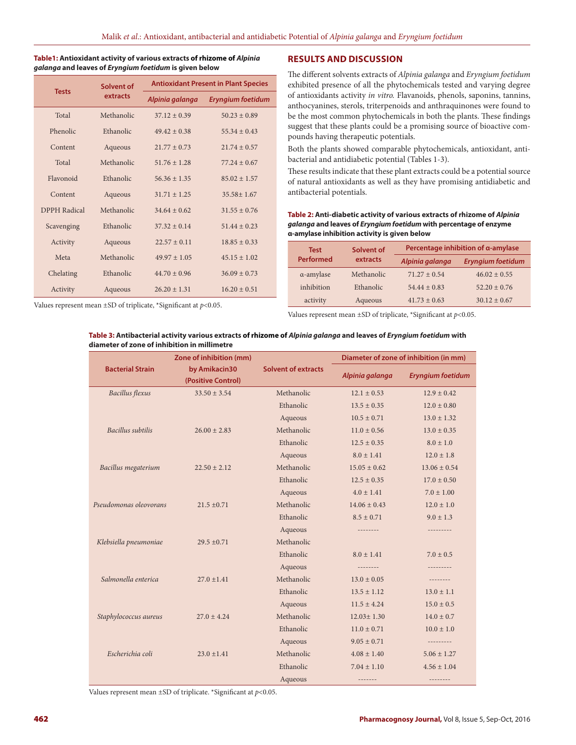**Table1: Antioxidant activity of various extracts of rhizome of *Alpinia galanga* and leaves of *Eryngium foetidum* is given below**

| Tests | Solvent of extracts | Antioxidant Present in Plant Species | |
|---|---|---|---|
| | | *Alpinia galanga* | *Eryngium foetidum* |
| Total | Methanolic | 37.12 ± 0.39 | 50.23 ± 0.89 |
| Phenolic | Ethanolic | 49.42 ± 0.38 | 55.34 ± 0.43 |
| Content | Aqueous | 21.77 ± 0.73 | 21.74 ± 0.57 |
| Total | Methanolic | 51.76 ± 1.28 | 77.24 ± 0.67 |
| Flavonoid | Ethanolic | 56.36 ± 1.35 | 85.02 ± 1.57 |
| Content | Aqueous | 31.71 ± 1.25 | 35.58± 1.67 |
| DPPH Radical | Methanolic | 34.64 ± 0.62 | 31.55 ± 0.76 |
| Scavenging | Ethanolic | 37.32 ± 0.14 | 51.44 ± 0.23 |
| Activity | Aqueous | 22.57 ± 0.11 | 18.85 ± 0.33 |
| Meta | Methanolic | 49.97 ± 1.05 | 45.15 ± 1.02 |
| Chelating | Ethanolic | 44.70 ± 0.96 | 36.09 ± 0.73 |
| Activity | Aqueous | 26.20 ± 1.31 | 16.20 ± 0.51 |

Values represent mean ±SD of triplicate, *Significant at $p<0.05$.

## RESULTS AND DISCUSSION

The different solvents extracts of *Alpinia galanga* and *Eryngium foetidum* exhibited presence of all the phytochemicals tested and varying degree of antioxidants activity *in vitro.* Flavanoids, phenols, saponins, tannins, anthocyanines, sterols, triterpenoids and anthraquinones were found to be the most common phytochemicals in both the plants. These findings suggest that these plants could be a promising source of bioactive compounds having therapeutic potentials.

Both the plants showed comparable phytochemicals, antioxidant, antibacterial and antidiabetic potential (Tables 1-3).

These results indicate that these plant extracts could be a potential source of natural antioxidants as well as they have promising antidiabetic and antibacterial potentials.

**Table 2: Anti-diabetic activity of various extracts of rhizome of *Alpinia galanga* and leaves of *Eryngium foetidum* with percentage of enzyme α-amylase inhibition activity is given below**

| Test Performed | Solvent of extracts | Percentage inhibition of α-amylase | |
|---|---|---|---|
| | | *Alpinia galanga* | *Eryngium foetidum* |
| α-amylase | Methanolic | 71.27 ± 0.54 | 46.02 ± 0.55 |
| inhibition | Ethanolic | 54.44 ± 0.83 | 52.20 ± 0.76 |
| activity | Aqueous | 41.73 ± 0.63 | 30.12 ± 0.67 |

Values represent mean ±SD of triplicate, *Significant at $p<0.05$.

**Table 3: Antibacterial activity various extracts of rhizome of *Alpinia galanga* and leaves of *Eryngium foetidum* with diameter of zone of inhibition in millimetre**

| Bacterial Strain | Zone of inhibition (mm) by Amikacin30 (Positive Control) | Solvent of extracts | Diameter of zone of inhibition (in mm) | |
|---|---|---|---|---|
| | | | *Alpinia galanga* | *Eryngium foetidum* |
| *Bacillus flexus* | 33.50 ± 3.54 | Methanolic | 12.1 ± 0.53 | 12.9 ± 0.42 |
| | | Ethanolic | 13.5 ± 0.35 | 12.0 ± 0.80 |
| | | Aqueous | 10.5 ± 0.71 | 13.0 ± 1.32 |
| *Bacillus subtilis* | 26.00 ± 2.83 | Methanolic | 11.0 ± 0.56 | 13.0 ± 0.35 |
| | | Ethanolic | 12.5 ± 0.35 | 8.0 ± 1.0 |
| | | Aqueous | 8.0 ± 1.41 | 12.0 ± 1.8 |
| *Bacillus megaterium* | 22.50 ± 2.12 | Methanolic | 15.05 ± 0.62 | 13.06 ± 0.54 |
| | | Ethanolic | 12.5 ± 0.35 | 17.0 ± 0.50 |
| | | Aqueous | 4.0 ± 1.41 | 7.0 ± 1.00 |
| *Pseudomonas oleovorans* | 21.5 ±0.71 | Methanolic | 14.06 ± 0.43 | 12.0 ± 1.0 |
| | | Ethanolic | 8.5 ± 0.71 | 9.0 ± 1.3 |
| | | Aqueous | -------- | --------- |
| *Klebsiella pneumoniae* | 29.5 ±0.71 | Methanolic | | |
| | | Ethanolic | 8.0 ± 1.41 | 7.0 ± 0.5 |
| | | Aqueous | -------- | --------- |
| *Salmonella enterica* | 27.0 ±1.41 | Methanolic | 13.0 ± 0.05 | -------- |
| | | Ethanolic | 13.5 ± 1.12 | 13.0 ± 1.1 |
| | | Aqueous | 11.5 ± 4.24 | 15.0 ± 0.5 |
| *Staphylococcus aureus* | 27.0 ± 4.24 | Methanolic | 12.03± 1.30 | 14.0 ± 0.7 |
| | | Ethanolic | 11.0 ± 0.71 | 10.0 ± 1.0 |
| | | Aqueous | 9.05 ± 0.71 | --------- |
| *Escherichia coli* | 23.0 ±1.41 | Methanolic | 4.08 ± 1.40 | 5.06 ± 1.27 |
| | | Ethanolic | 7.04 ± 1.10 | 4.56 ± 1.04 |
| | | Aqueous | ------- | -------- |

Values represent mean ±SD of triplicate. *Significant at $p<0.05$.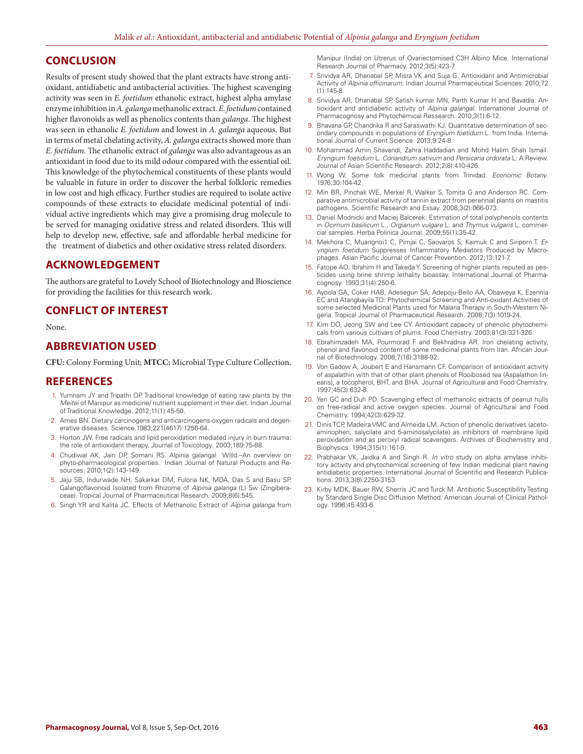## CONCLUSION

Results of present study showed that the plant extracts have strong antioxidant, antidiabetic and antibacterial activities. The highest scavenging activity was seen in *E. foetidum* ethanolic extract, highest alpha amylase enzyme inhibition in *A. galanga* methanolic extract. *E. foetidum* contained higher flavonoids as well as phenolics contents than *galanga*. The highest was seen in ethanolic *E. foetidum* and lowest in *A. galanga* aqueous. But in terms of metal chelating activity, *A. galanga* extracts showed more than *E. foetidum.* The ethanolic extract of *galanga* was also advantageous as an antioxidant in food due to its mild odour compared with the essential oil. This knowledge of the phytochemical constituents of these plants would be valuable in future in order to discover the herbal folkloric remedies in low cost and high efficacy. Further studies are required to isolate active compounds of these extracts to elucidate medicinal potential of individual active ingredients which may give a promising drug molecule to be served for managing oxidative stress and related disorders. This will help to develop new, effective, safe and affordable herbal medicine for the treatment of diabetics and other oxidative stress related disorders.

## ACKNOWLEDGEMENT

The authors are grateful to Lovely School of Biotechnology and Bioscience for providing the facilities for this research work.

## CONFLICT OF INTEREST

None.

## ABBREVIATION USED

**CFU:** Colony Forming Unit; **MTCC:** Microbial Type Culture Collection.

## REFERENCES

1. Yumnam JY and Tripathi OP. Traditional knowledge of eating raw plants by the *Meitei* of Manipur as medicine/ nutrient supplement in their diet. Indian Journal of Traditional Knowledge. 2012;11(1):45-50.
2. Ames BN. Dietary carcinogens and anticarcinogens-oxygen radicals and degenerative diseases. Science.1983;221(4617):1256-64.
3. Horton JW. Free radicals and lipid peroxidation mediated injury in burn trauma: the role of antioxidant therapy. Journal of Toxicology. 2003;189:75-88.
4. Chudiwal AK, Jain DP, Somani RS. Alpinia galangal Willd.–An overview on phyto-pharmacological properties. Indian Journal of Natural Products and Resources. 2010;1(2):143-149.
5. Jaju SB, Indurwade NH, Sakarkar DM, Fuloria NK, MDA, Das S and Basu SP. Galangoflavonoid Isolated from Rhizome of *Alpinia galanga* (L) Sw (Zingiberaceae). Tropical Journal of Pharmaceutical Research. 2009;8(6):545.
6. Singh YR and Kalita JC. Effects of Methanolic Extract of *Alpinia galanga* from Manipur (India) on Utrerus of Ovariectomised C3H Albino Mice. International Research Journal of Pharmacy. 2012;3(5):423-7.
7. Srividya AR, Dhanabal SP, Misra VK and Suja G. Antioxidant and Antimicrobial Activity of *Alpinia officinarum*. Indian Journal Pharmaceutical Sciences. 2010;72 (1):145-8.
8. Srividya AR, Dhanabal SP, Satish kumar MN, Parth Kumar H and Bavadia. Antioxidant and antidiabetic activity of *Alpinia galangal*. International Journal of Pharmacognosy and Phytochemical Ressearch. 2010;3(1):6-12.
9. Bhavana GP, Chandrika R and Saraswathi KJ. Quantitative determination of secondary compounds in populations of *Eryngium foetidum* L. from India. International Journal of Current Science. 2013;9:24-8.
10. Mohammad Amin Shavandi, Zahra Haddadian and Mohd Halim Shah Ismail. *Eryngium foetidum* L. *Coriandrum sativum* and *Persicaria ordorata* L: A Review. Journal of Asian Scientific Research. 2012;2(8):410-426.
11. Wong W. Some folk medicinal plants from Trinidad. *Economic Botany.* 1976;30:104-42.
12. Min BR, Pinchak WE, Merkel R, Walker S, Tomita G and Anderson RC. Comparative antimicrobial activity of tannin extract from perennial plants on mastitis pathogens. Scientific Research and Essay. 2008;3(2):066-073.
13. Daniel Modnicki and Maciej Balcerek. Estimation of total polyphenols contents in *Ocimum basilicum* L., *Orgianum vulgare* L. and *Thymus vulgaris* L. commercial samples. Herba Polinica Journal. 2009;55(1):35-42.
14. Mekhora C, Muangnoi1 C, Pimjai C, Saovaros S, Kaimuk C and Siriporn T. *Eryngium foetidum* Suppresses Inflammatory Mediators Produced by Macrophages. Asian Pacific Journal of Cancer Prevention. 2012;13:121-7.
15. Fatope AO, Ibrahim H and Takeda Y. Screening of higher plants reputed as pesticides using brine shrimp lethality bioassay. International Journal of Pharmacognosy. 1993;31(4):250-6.
16. Ayoola GA, Coker HAB, Adesegun SA, Adepoju-Bello AA, Obaweya K, Ezennia EC and Atangbayila TO. Phytochemical Screening and Anti-oxidant Activities of some selected Medicinal Plants used for Malaria Therapy in South-Western Nigeria. Tropical Journal of Pharmaceutical Research. 2008;7(3):1019-24.
17. Kim DO, Jeong SW and Lee CY. Antioxidant capacity of phenolic phytochemicals from various cultivars of plums. Food Chemistry. 2003;81(3):321-326.
18. Ebrahimzadeh MA, Pourmorad F and Bekhradnia AR. Iron chelating activity, phenol and flavonoid content of some medicinal plants from Iran. African Journal of Biotechnology. 2008;7(18):3188-92.
19. Von Gadow A, Joubert E and Hansmann CF. Comparison of antioxidant activity of aspalathin with that of other plant phenols of Rooibosed tea (Aspalathon linearis), a tocopherol, BHT, and BHA. Journal of Agricultural and Food Chemistry. 1997;45(3):632-8.
20. Yen GC and Duh PD. Scavenging effect of methanolic extracts of peanut hulls on free-radical and active oxygen species. Journal of Agricultural and Food Chemistry. 1994;42(3):629-32.
21. Dinis TCP, Madeira VMC and Almeida LM. Action of phenolic derivatives (acetoaminophen, salycilate and 5-aminosalycilate) as inhibitors of membrane lipid peroxidation and as peroxyl radical scavengers. Archives of Biochemistry and Biophysics. 1994;315(1):161-9.
22. Prabhakar VK, Jaidka A and Singh R. *In vitro* study on alpha amylase inhibitory activity and phytochemical screening of few Indian medicinal plant having antidiabetic properties. International Journal of Scientific and Research Publications. 2013;3(8):2250-3153.
23. Kirby MDK, Bauer RW, Sherris JC and Turck M. Antibiotic Susceptibility Testing by Standard Single Disc Diffusion Method. American Journal of Clinical Pathology. 1996;45:493-6.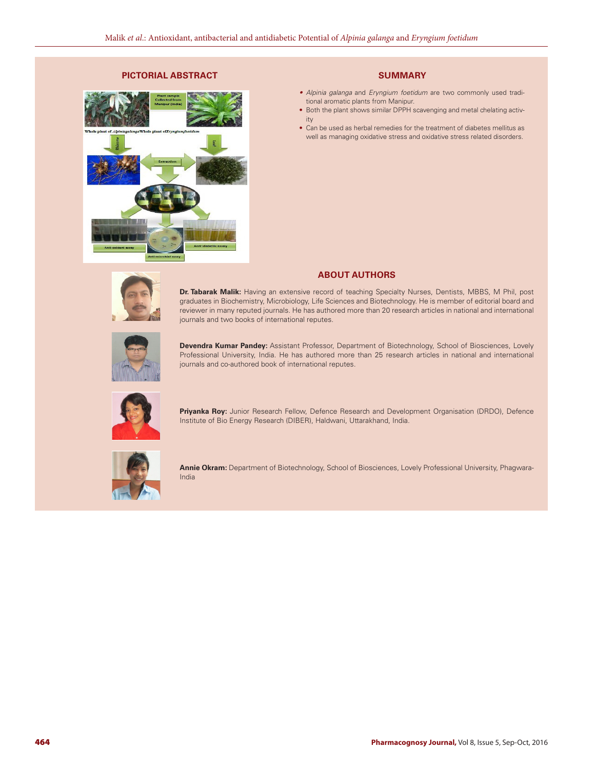## PICTORIAL ABSTRACT

Plant sample Collected from Manipur (India)

Whole plant of Alpinia galanga Whole plant of Eryngium foetidum

Rhizome

Leaf

Extraction

Anti-oxidant assay

Anti-microbial assay

Anti-diabetic assay

## SUMMARY

- *Alpinia galanga* and *Eryngium foetidum* are two commonly used traditional aromatic plants from Manipur.
- Both the plant shows similar DPPH scavenging and metal chelating activity
- Can be used as herbal remedies for the treatment of diabetes mellitus as well as managing oxidative stress and oxidative stress related disorders.

## ABOUT AUTHORS

**Dr. Tabarak Malik:** Having an extensive record of teaching Specialty Nurses, Dentists, MBBS, M Phil, post graduates in Biochemistry, Microbiology, Life Sciences and Biotechnology. He is member of editorial board and reviewer in many reputed journals. He has authored more than 20 research articles in national and international journals and two books of international reputes.

**Devendra Kumar Pandey:** Assistant Professor, Department of Biotechnology, School of Biosciences, Lovely Professional University, India. He has authored more than 25 research articles in national and international journals and co-authored book of international reputes.

**Priyanka Roy:** Junior Research Fellow, Defence Research and Development Organisation (DRDO), Defence Institute of Bio Energy Research (DIBER), Haldwani, Uttarakhand, India.

**Annie Okram:** Department of Biotechnology, School of Biosciences, Lovely Professional University, Phagwara-India